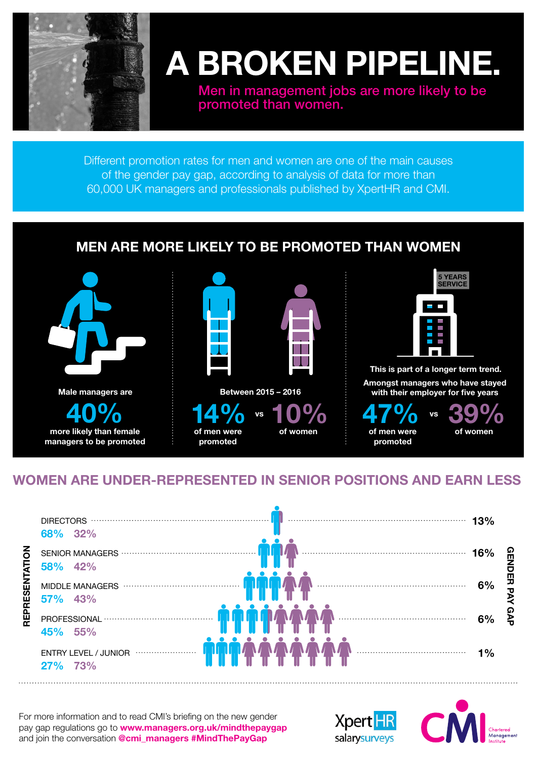# A BROKEN PIPELINE.

**Men in management jobs are more likely to be promoted than women.**

Different promotion rates for men and women are one of the main causes of the gender pay gap, according to analysis of data for more than 60,000 UK managers and professionals published by XpertHR and CMI.

## MEN ARE MORE LIKELY TO BE PROMOTED THAN WOMEN

**Male managers are**

**40%**

**more likely than female managers to be promoted**

**Between 2015 – 2016**

**14%** of men were promoted vs **10%** of women

5 YEARS SERVICE

**This is part of a longer term trend.**

**Amongst managers who have stayed with their employer for five years**

**47%** of men were promoted vs **39%** of women

## WOMEN ARE UNDER-REPRESENTED IN SENIOR POSITIONS AND EARN LESS

| Level | Representation (Men) | Representation (Women) | Gender Pay Gap |
|---|---|---|---|
| DIRECTORS | 68% | 32% | 13% |
| SENIOR MANAGERS | 58% | 42% | 16% |
| MIDDLE MANAGERS | 57% | 43% | 6% |
| PROFESSIONAL | 45% | 55% | 6% |
| ENTRY LEVEL / JUNIOR | 27% | 73% | 1% |

For more information and to read CMI's briefing on the new gender pay gap regulations go to **www.managers.org.uk/mindthepaygap** and join the conversation **@cmi_managers #MindThePayGap**

XpertHR salarysurveys

CMI Chartered Management Institute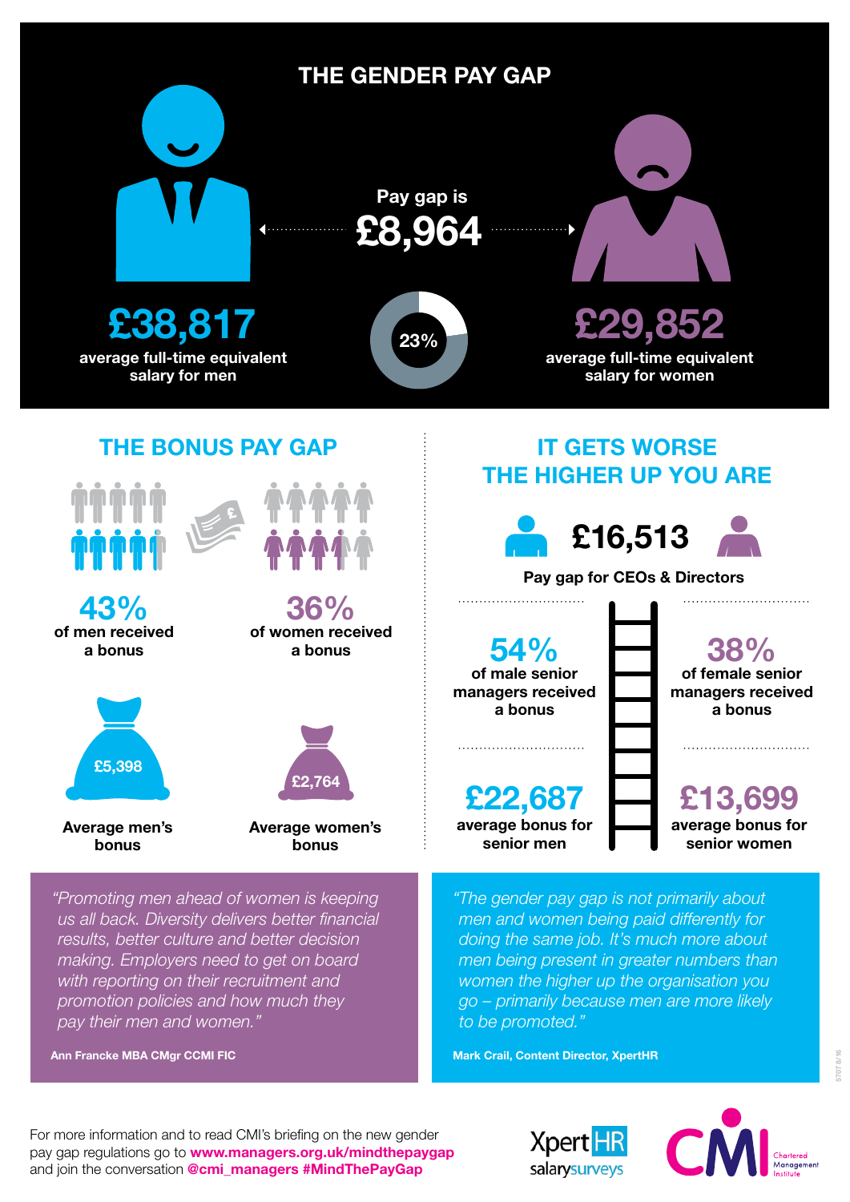# THE GENDER PAY GAP

Pay gap is
**£8,964**

**£38,817**
average full-time equivalent salary for men

23%

**£29,852**
average full-time equivalent salary for women

## THE BONUS PAY GAP

**43%**
of men received a bonus

**36%**
of women received a bonus

£5,398
Average men's bonus

£2,764
Average women's bonus

## IT GETS WORSE THE HIGHER UP YOU ARE

**£16,513**
Pay gap for CEOs & Directors

**54%**
of male senior managers received a bonus

**38%**
of female senior managers received a bonus

**£22,687**
average bonus for senior men

**£13,699**
average bonus for senior women

*"Promoting men ahead of women is keeping us all back. Diversity delivers better financial results, better culture and better decision making. Employers need to get on board with reporting on their recruitment and promotion policies and how much they pay their men and women."*

**Ann Francke MBA CMgr CCMI FIC**

*"The gender pay gap is not primarily about men and women being paid differently for doing the same job. It's much more about men being present in greater numbers than women the higher up the organisation you go – primarily because men are more likely to be promoted."*

**Mark Crail, Content Director, XpertHR**

For more information and to read CMI's briefing on the new gender pay gap regulations go to **www.managers.org.uk/mindthepaygap** and join the conversation **@cmi_managers #MindThePayGap**

XpertHR salarysurveys

CMI Chartered Management Institute

5707 8/16